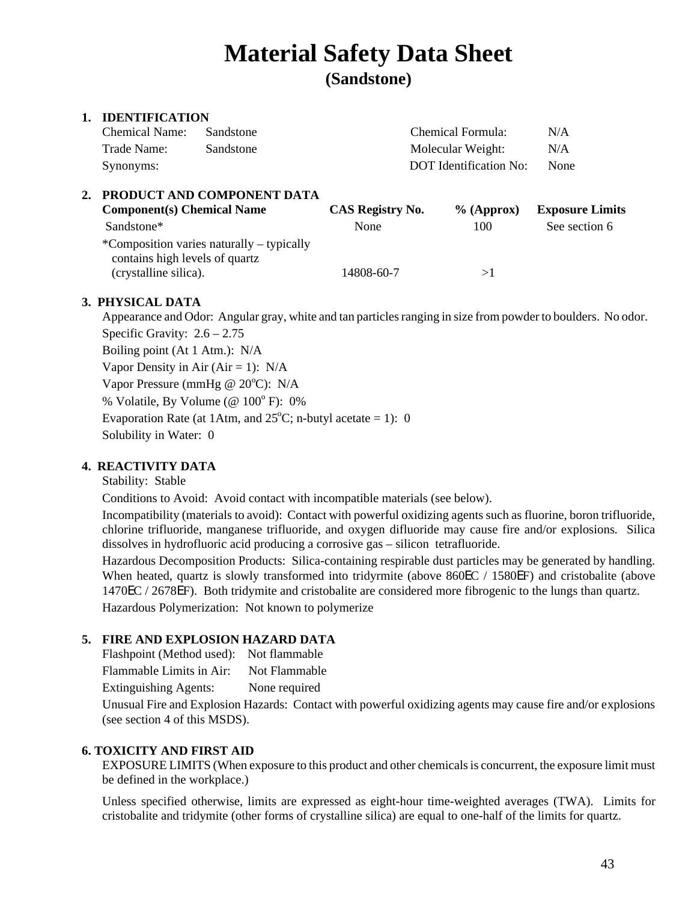# Material Safety Data Sheet

## (Sandstone)

### 1. IDENTIFICATION

| | | | |
|---|---|---|---|
| Chemical Name: | Sandstone | Chemical Formula: | N/A |
| Trade Name: | Sandstone | Molecular Weight: | N/A |
| Synonyms: | | DOT Identification No: | None |

### 2. PRODUCT AND COMPONENT DATA

| Component(s) Chemical Name | CAS Registry No. | % (Approx) | Exposure Limits |
|---|---|---|---|
| Sandstone* | None | 100 | See section 6 |
| *Composition varies naturally – typically contains high levels of quartz (crystalline silica). | 14808-60-7 | >1 | |

### 3. PHYSICAL DATA

Appearance and Odor: Angular gray, white and tan particles ranging in size from powder to boulders. No odor.

Specific Gravity: 2.6 – 2.75

Boiling point (At 1 Atm.): N/A

Vapor Density in Air (Air = 1): N/A

Vapor Pressure (mmHg @ 20$^o$C): N/A

% Volatile, By Volume (@ 100$^o$ F): 0%

Evaporation Rate (at 1Atm, and 25$^o$C; n-butyl acetate = 1): 0

Solubility in Water: 0

### 4. REACTIVITY DATA

Stability: Stable

Conditions to Avoid: Avoid contact with incompatible materials (see below).

Incompatibility (materials to avoid): Contact with powerful oxidizing agents such as fluorine, boron trifluoride, chlorine trifluoride, manganese trifluoride, and oxygen difluoride may cause fire and/or explosions. Silica dissolves in hydrofluoric acid producing a corrosive gas – silicon tetrafluoride.

Hazardous Decomposition Products: Silica-containing respirable dust particles may be generated by handling. When heated, quartz is slowly transformed into tridyrmite (above 860EC / 1580EF) and cristobalite (above 1470EC / 2678EF). Both tridymite and cristobalite are considered more fibrogenic to the lungs than quartz.

Hazardous Polymerization: Not known to polymerize

### 5. FIRE AND EXPLOSION HAZARD DATA

Flashpoint (Method used): Not flammable

Flammable Limits in Air: Not Flammable

Extinguishing Agents: None required

Unusual Fire and Explosion Hazards: Contact with powerful oxidizing agents may cause fire and/or explosions (see section 4 of this MSDS).

### 6. TOXICITY AND FIRST AID

EXPOSURE LIMITS (When exposure to this product and other chemicals is concurrent, the exposure limit must be defined in the workplace.)

Unless specified otherwise, limits are expressed as eight-hour time-weighted averages (TWA). Limits for cristobalite and tridymite (other forms of crystalline silica) are equal to one-half of the limits for quartz.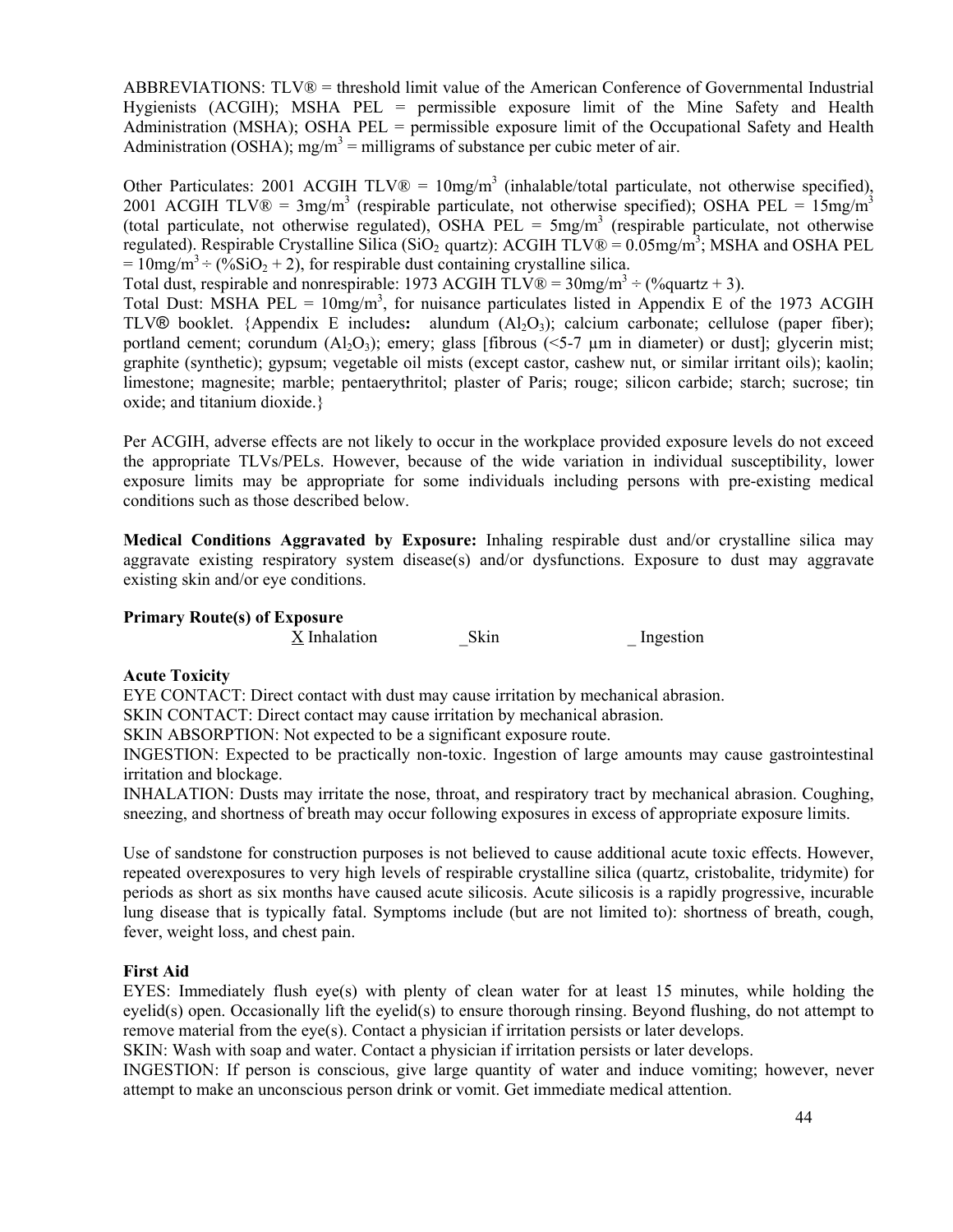ABBREVIATIONS: TLV® = threshold limit value of the American Conference of Governmental Industrial Hygienists (ACGIH); MSHA PEL = permissible exposure limit of the Mine Safety and Health Administration (MSHA); OSHA PEL = permissible exposure limit of the Occupational Safety and Health Administration (OSHA); $mg/m^3$ = milligrams of substance per cubic meter of air.

Other Particulates: 2001 ACGIH TLV® = $10mg/m^3$ (inhalable/total particulate, not otherwise specified), 2001 ACGIH TLV® = $3mg/m^3$ (respirable particulate, not otherwise specified); OSHA PEL = $15mg/m^3$ (total particulate, not otherwise regulated), OSHA PEL = $5mg/m^3$ (respirable particulate, not otherwise regulated). Respirable Crystalline Silica ($SiO_2$ quartz): ACGIH TLV® = $0.05mg/m^3$; MSHA and OSHA PEL = $10mg/m^3 \div (\%SiO_2 + 2)$, for respirable dust containing crystalline silica.
Total dust, respirable and nonrespirable: 1973 ACGIH TLV® = $30mg/m^3 \div (\%quartz + 3)$.
Total Dust: MSHA PEL = $10mg/m^3$, for nuisance particulates listed in Appendix E of the 1973 ACGIH TLV® booklet. {Appendix E includes**:** alundum ($Al_2O_3$); calcium carbonate; cellulose (paper fiber); portland cement; corundum ($Al_2O_3$); emery; glass [fibrous (<5-7 µm in diameter) or dust]; glycerin mist; graphite (synthetic); gypsum; vegetable oil mists (except castor, cashew nut, or similar irritant oils); kaolin; limestone; magnesite; marble; pentaerythritol; plaster of Paris; rouge; silicon carbide; starch; sucrose; tin oxide; and titanium dioxide.}

Per ACGIH, adverse effects are not likely to occur in the workplace provided exposure levels do not exceed the appropriate TLVs/PELs. However, because of the wide variation in individual susceptibility, lower exposure limits may be appropriate for some individuals including persons with pre-existing medical conditions such as those described below.

**Medical Conditions Aggravated by Exposure:** Inhaling respirable dust and/or crystalline silica may aggravate existing respiratory system disease(s) and/or dysfunctions. Exposure to dust may aggravate existing skin and/or eye conditions.

**Primary Route(s) of Exposure**

X Inhalation _Skin _ Ingestion

**Acute Toxicity**

EYE CONTACT: Direct contact with dust may cause irritation by mechanical abrasion.
SKIN CONTACT: Direct contact may cause irritation by mechanical abrasion.
SKIN ABSORPTION: Not expected to be a significant exposure route.
INGESTION: Expected to be practically non-toxic. Ingestion of large amounts may cause gastrointestinal irritation and blockage.
INHALATION: Dusts may irritate the nose, throat, and respiratory tract by mechanical abrasion. Coughing, sneezing, and shortness of breath may occur following exposures in excess of appropriate exposure limits.

Use of sandstone for construction purposes is not believed to cause additional acute toxic effects. However, repeated overexposures to very high levels of respirable crystalline silica (quartz, cristobalite, tridymite) for periods as short as six months have caused acute silicosis. Acute silicosis is a rapidly progressive, incurable lung disease that is typically fatal. Symptoms include (but are not limited to): shortness of breath, cough, fever, weight loss, and chest pain.

**First Aid**

EYES: Immediately flush eye(s) with plenty of clean water for at least 15 minutes, while holding the eyelid(s) open. Occasionally lift the eyelid(s) to ensure thorough rinsing. Beyond flushing, do not attempt to remove material from the eye(s). Contact a physician if irritation persists or later develops.
SKIN: Wash with soap and water. Contact a physician if irritation persists or later develops.
INGESTION: If person is conscious, give large quantity of water and induce vomiting; however, never attempt to make an unconscious person drink or vomit. Get immediate medical attention.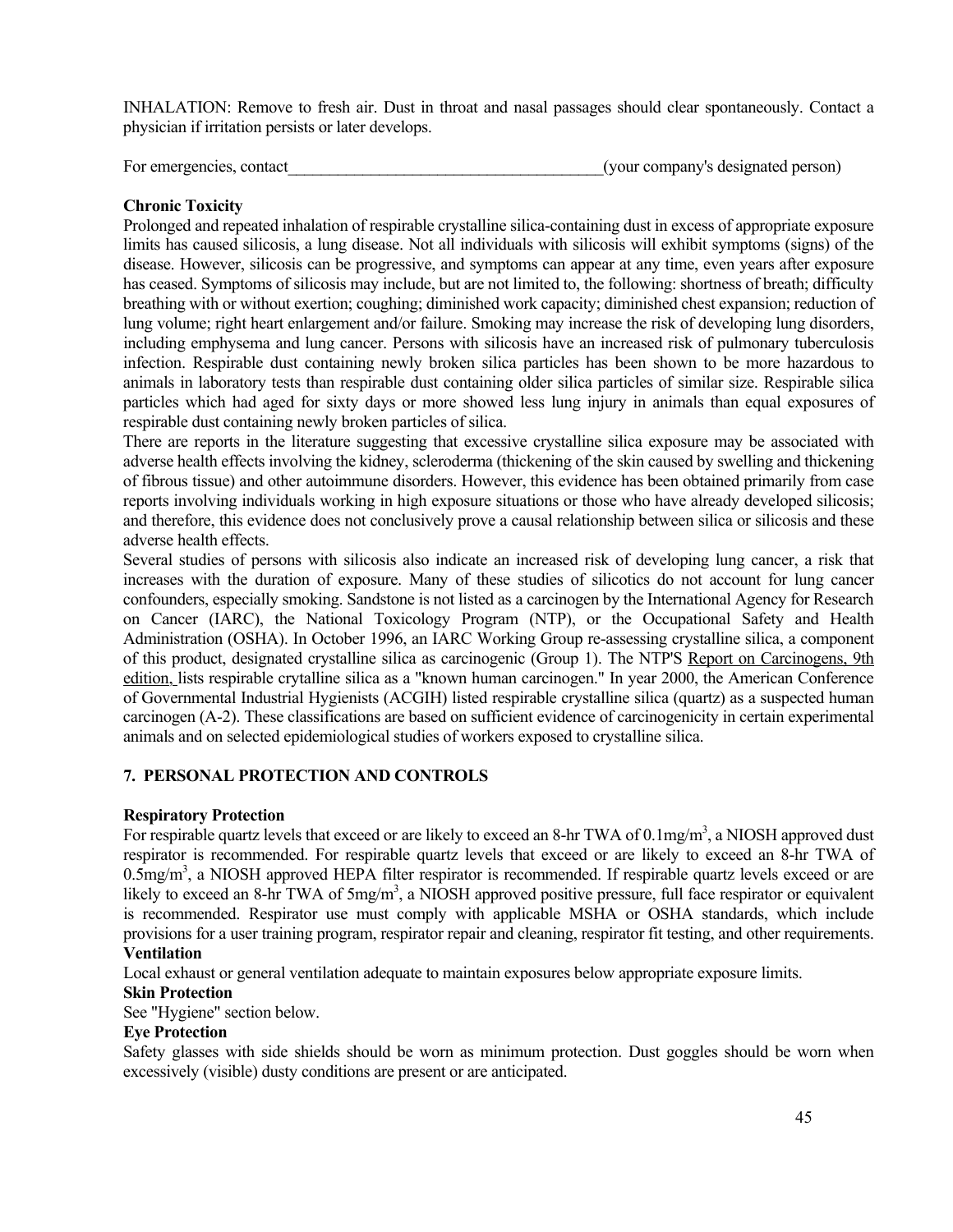INHALATION: Remove to fresh air. Dust in throat and nasal passages should clear spontaneously. Contact a physician if irritation persists or later develops.

For emergencies, contact_______________________________________(your company's designated person)

**Chronic Toxicity**

Prolonged and repeated inhalation of respirable crystalline silica-containing dust in excess of appropriate exposure limits has caused silicosis, a lung disease. Not all individuals with silicosis will exhibit symptoms (signs) of the disease. However, silicosis can be progressive, and symptoms can appear at any time, even years after exposure has ceased. Symptoms of silicosis may include, but are not limited to, the following: shortness of breath; difficulty breathing with or without exertion; coughing; diminished work capacity; diminished chest expansion; reduction of lung volume; right heart enlargement and/or failure. Smoking may increase the risk of developing lung disorders, including emphysema and lung cancer. Persons with silicosis have an increased risk of pulmonary tuberculosis infection. Respirable dust containing newly broken silica particles has been shown to be more hazardous to animals in laboratory tests than respirable dust containing older silica particles of similar size. Respirable silica particles which had aged for sixty days or more showed less lung injury in animals than equal exposures of respirable dust containing newly broken particles of silica.

There are reports in the literature suggesting that excessive crystalline silica exposure may be associated with adverse health effects involving the kidney, scleroderma (thickening of the skin caused by swelling and thickening of fibrous tissue) and other autoimmune disorders. However, this evidence has been obtained primarily from case reports involving individuals working in high exposure situations or those who have already developed silicosis; and therefore, this evidence does not conclusively prove a causal relationship between silica or silicosis and these adverse health effects.

Several studies of persons with silicosis also indicate an increased risk of developing lung cancer, a risk that increases with the duration of exposure. Many of these studies of silicotics do not account for lung cancer confounders, especially smoking. Sandstone is not listed as a carcinogen by the International Agency for Research on Cancer (IARC), the National Toxicology Program (NTP), or the Occupational Safety and Health Administration (OSHA). In October 1996, an IARC Working Group re-assessing crystalline silica, a component of this product, designated crystalline silica as carcinogenic (Group 1). The NTP'S Report on Carcinogens, 9th edition, lists respirable crytalline silica as a "known human carcinogen." In year 2000, the American Conference of Governmental Industrial Hygienists (ACGIH) listed respirable crystalline silica (quartz) as a suspected human carcinogen (A-2). These classifications are based on sufficient evidence of carcinogenicity in certain experimental animals and on selected epidemiological studies of workers exposed to crystalline silica.

## 7. PERSONAL PROTECTION AND CONTROLS

**Respiratory Protection**

For respirable quartz levels that exceed or are likely to exceed an 8-hr TWA of 0.1mg/m$^3$, a NIOSH approved dust respirator is recommended. For respirable quartz levels that exceed or are likely to exceed an 8-hr TWA of 0.5mg/m$^3$, a NIOSH approved HEPA filter respirator is recommended. If respirable quartz levels exceed or are likely to exceed an 8-hr TWA of 5mg/m$^3$, a NIOSH approved positive pressure, full face respirator or equivalent is recommended. Respirator use must comply with applicable MSHA or OSHA standards, which include provisions for a user training program, respirator repair and cleaning, respirator fit testing, and other requirements.

**Ventilation**

Local exhaust or general ventilation adequate to maintain exposures below appropriate exposure limits.

**Skin Protection**

See "Hygiene" section below.

**Eye Protection**

Safety glasses with side shields should be worn as minimum protection. Dust goggles should be worn when excessively (visible) dusty conditions are present or are anticipated.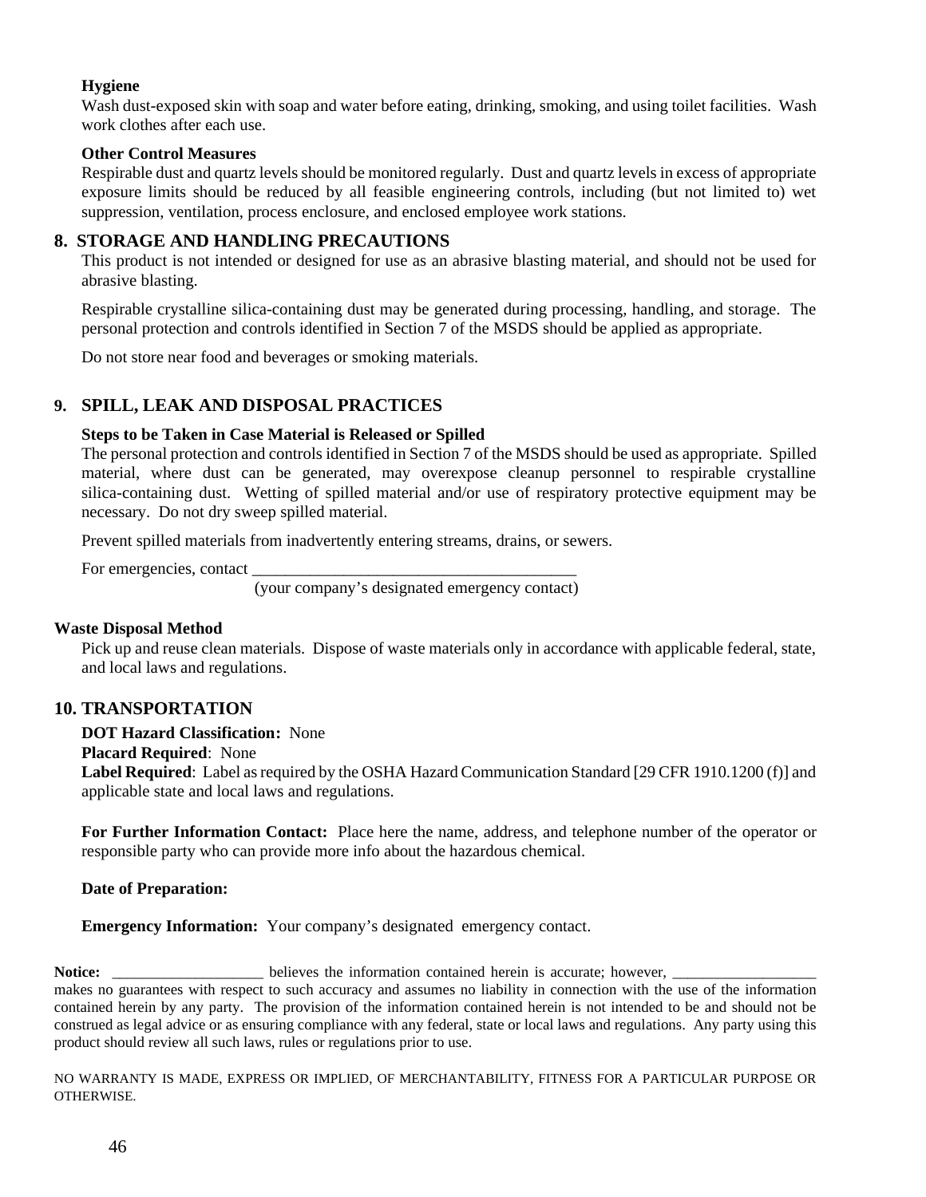**Hygiene**

Wash dust-exposed skin with soap and water before eating, drinking, smoking, and using toilet facilities. Wash work clothes after each use.

**Other Control Measures**

Respirable dust and quartz levels should be monitored regularly. Dust and quartz levels in excess of appropriate exposure limits should be reduced by all feasible engineering controls, including (but not limited to) wet suppression, ventilation, process enclosure, and enclosed employee work stations.

## 8. STORAGE AND HANDLING PRECAUTIONS

This product is not intended or designed for use as an abrasive blasting material, and should not be used for abrasive blasting.

Respirable crystalline silica-containing dust may be generated during processing, handling, and storage. The personal protection and controls identified in Section 7 of the MSDS should be applied as appropriate.

Do not store near food and beverages or smoking materials.

## 9. SPILL, LEAK AND DISPOSAL PRACTICES

**Steps to be Taken in Case Material is Released or Spilled**

The personal protection and controls identified in Section 7 of the MSDS should be used as appropriate. Spilled material, where dust can be generated, may overexpose cleanup personnel to respirable crystalline silica-containing dust. Wetting of spilled material and/or use of respiratory protective equipment may be necessary. Do not dry sweep spilled material.

Prevent spilled materials from inadvertently entering streams, drains, or sewers.

For emergencies, contact ________________________________________
(your company's designated emergency contact)

**Waste Disposal Method**

Pick up and reuse clean materials. Dispose of waste materials only in accordance with applicable federal, state, and local laws and regulations.

## 10. TRANSPORTATION

**DOT Hazard Classification:** None

**Placard Required**: None

**Label Required**: Label as required by the OSHA Hazard Communication Standard [29 CFR 1910.1200 (f)] and applicable state and local laws and regulations.

**For Further Information Contact:** Place here the name, address, and telephone number of the operator or responsible party who can provide more info about the hazardous chemical.

**Date of Preparation:**

**Emergency Information:** Your company's designated emergency contact.

**Notice:** ____________________ believes the information contained herein is accurate; however, ___________________ makes no guarantees with respect to such accuracy and assumes no liability in connection with the use of the information contained herein by any party. The provision of the information contained herein is not intended to be and should not be construed as legal advice or as ensuring compliance with any federal, state or local laws and regulations. Any party using this product should review all such laws, rules or regulations prior to use.

NO WARRANTY IS MADE, EXPRESS OR IMPLIED, OF MERCHANTABILITY, FITNESS FOR A PARTICULAR PURPOSE OR OTHERWISE.